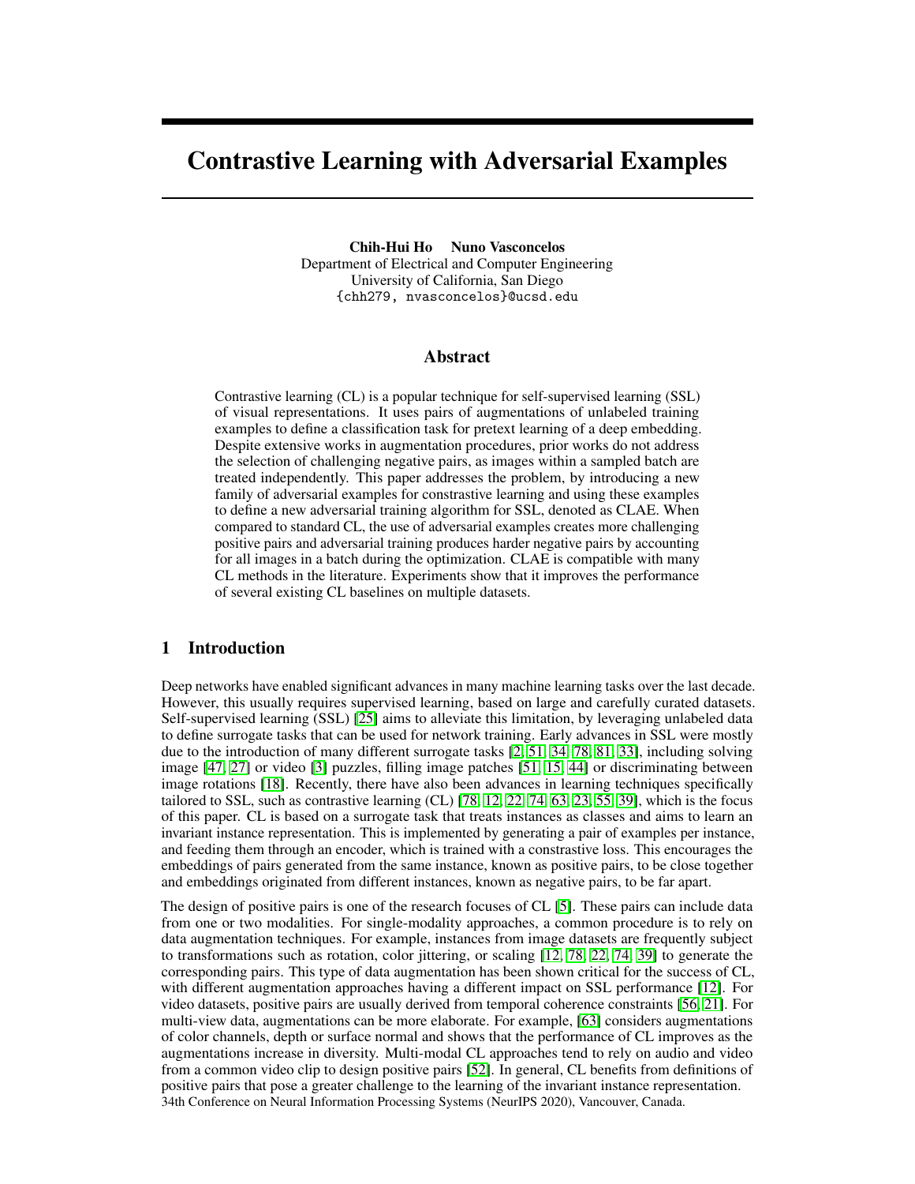# Contrastive Learning with Adversarial Examples

**Chih-Hui Ho    Nuno Vasconcelos**
Department of Electrical and Computer Engineering
University of California, San Diego
{chh279, nvasconcelos}@ucsd.edu

## Abstract

Contrastive learning (CL) is a popular technique for self-supervised learning (SSL) of visual representations. It uses pairs of augmentations of unlabeled training examples to define a classification task for pretext learning of a deep embedding. Despite extensive works in augmentation procedures, prior works do not address the selection of challenging negative pairs, as images within a sampled batch are treated independently. This paper addresses the problem, by introducing a new family of adversarial examples for constrastive learning and using these examples to define a new adversarial training algorithm for SSL, denoted as CLAE. When compared to standard CL, the use of adversarial examples creates more challenging positive pairs and adversarial training produces harder negative pairs by accounting for all images in a batch during the optimization. CLAE is compatible with many CL methods in the literature. Experiments show that it improves the performance of several existing CL baselines on multiple datasets.

## 1 Introduction

Deep networks have enabled significant advances in many machine learning tasks over the last decade. However, this usually requires supervised learning, based on large and carefully curated datasets. Self-supervised learning (SSL) [25] aims to alleviate this limitation, by leveraging unlabeled data to define surrogate tasks that can be used for network training. Early advances in SSL were mostly due to the introduction of many different surrogate tasks [2, 51, 34, 78, 81, 33], including solving image [47, 27] or video [3] puzzles, filling image patches [51, 15, 44] or discriminating between image rotations [18]. Recently, there have also been advances in learning techniques specifically tailored to SSL, such as contrastive learning (CL) [78, 12, 22, 74, 63, 23, 55, 39], which is the focus of this paper. CL is based on a surrogate task that treats instances as classes and aims to learn an invariant instance representation. This is implemented by generating a pair of examples per instance, and feeding them through an encoder, which is trained with a constrastive loss. This encourages the embeddings of pairs generated from the same instance, known as positive pairs, to be close together and embeddings originated from different instances, known as negative pairs, to be far apart.

The design of positive pairs is one of the research focuses of CL [5]. These pairs can include data from one or two modalities. For single-modality approaches, a common procedure is to rely on data augmentation techniques. For example, instances from image datasets are frequently subject to transformations such as rotation, color jittering, or scaling [12, 78, 22, 74, 39] to generate the corresponding pairs. This type of data augmentation has been shown critical for the success of CL, with different augmentation approaches having a different impact on SSL performance [12]. For video datasets, positive pairs are usually derived from temporal coherence constraints [56, 21]. For multi-view data, augmentations can be more elaborate. For example, [63] considers augmentations of color channels, depth or surface normal and shows that the performance of CL improves as the augmentations increase in diversity. Multi-modal CL approaches tend to rely on audio and video from a common video clip to design positive pairs [52]. In general, CL benefits from definitions of positive pairs that pose a greater challenge to the learning of the invariant instance representation.

34th Conference on Neural Information Processing Systems (NeurIPS 2020), Vancouver, Canada.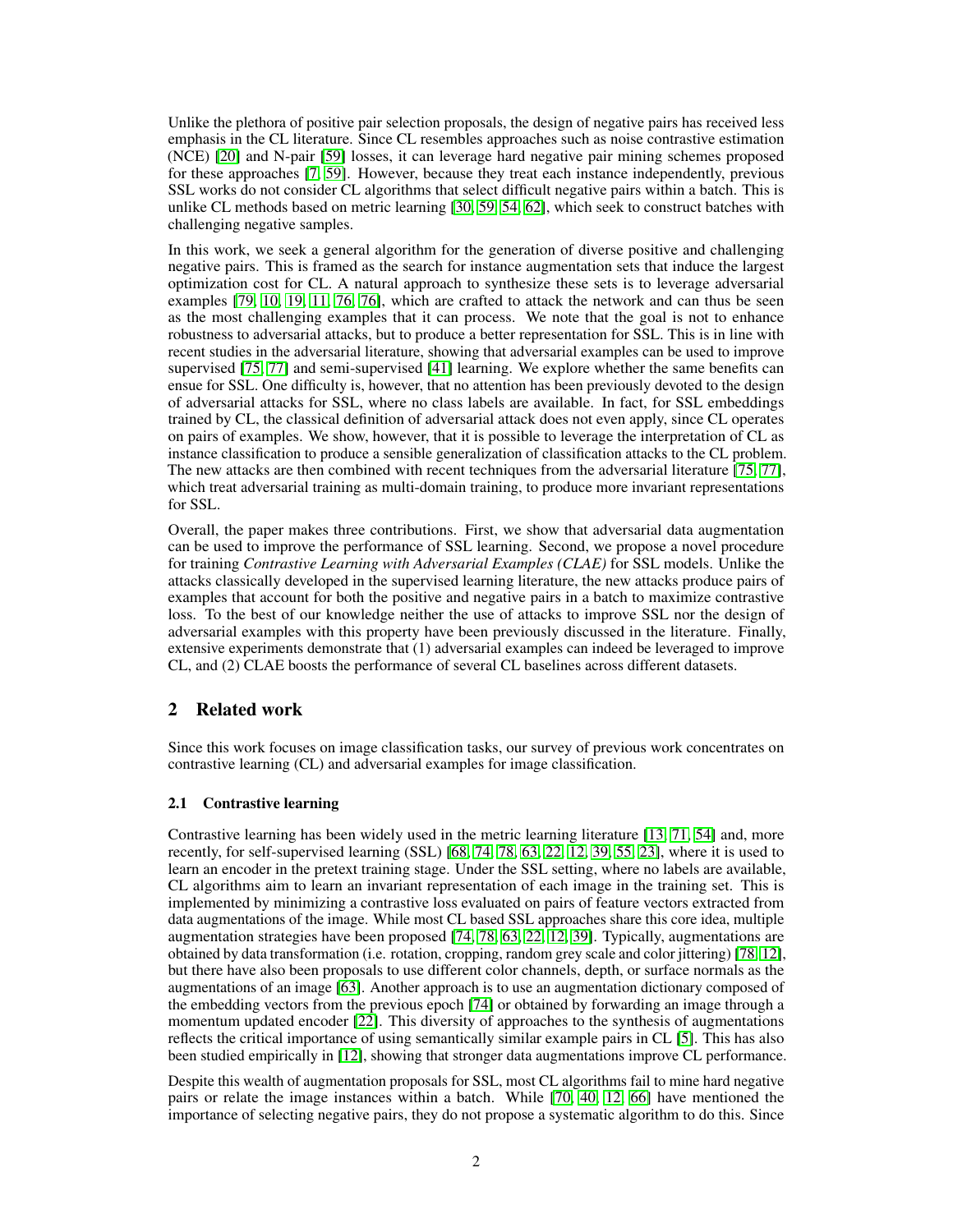Unlike the plethora of positive pair selection proposals, the design of negative pairs has received less emphasis in the CL literature. Since CL resembles approaches such as noise contrastive estimation (NCE) [20] and N-pair [59] losses, it can leverage hard negative pair mining schemes proposed for these approaches [7, 59]. However, because they treat each instance independently, previous SSL works do not consider CL algorithms that select difficult negative pairs within a batch. This is unlike CL methods based on metric learning [30, 59, 54, 62], which seek to construct batches with challenging negative samples.

In this work, we seek a general algorithm for the generation of diverse positive and challenging negative pairs. This is framed as the search for instance augmentation sets that induce the largest optimization cost for CL. A natural approach to synthesize these sets is to leverage adversarial examples [79, 10, 19, 11, 76, 76], which are crafted to attack the network and can thus be seen as the most challenging examples that it can process. We note that the goal is not to enhance robustness to adversarial attacks, but to produce a better representation for SSL. This is in line with recent studies in the adversarial literature, showing that adversarial examples can be used to improve supervised [75, 77] and semi-supervised [41] learning. We explore whether the same benefits can ensue for SSL. One difficulty is, however, that no attention has been previously devoted to the design of adversarial attacks for SSL, where no class labels are available. In fact, for SSL embeddings trained by CL, the classical definition of adversarial attack does not even apply, since CL operates on pairs of examples. We show, however, that it is possible to leverage the interpretation of CL as instance classification to produce a sensible generalization of classification attacks to the CL problem. The new attacks are then combined with recent techniques from the adversarial literature [75, 77], which treat adversarial training as multi-domain training, to produce more invariant representations for SSL.

Overall, the paper makes three contributions. First, we show that adversarial data augmentation can be used to improve the performance of SSL learning. Second, we propose a novel procedure for training *Contrastive Learning with Adversarial Examples (CLAE)* for SSL models. Unlike the attacks classically developed in the supervised learning literature, the new attacks produce pairs of examples that account for both the positive and negative pairs in a batch to maximize contrastive loss. To the best of our knowledge neither the use of attacks to improve SSL nor the design of adversarial examples with this property have been previously discussed in the literature. Finally, extensive experiments demonstrate that (1) adversarial examples can indeed be leveraged to improve CL, and (2) CLAE boosts the performance of several CL baselines across different datasets.

## 2 Related work

Since this work focuses on image classification tasks, our survey of previous work concentrates on contrastive learning (CL) and adversarial examples for image classification.

### 2.1 Contrastive learning

Contrastive learning has been widely used in the metric learning literature [13, 71, 54] and, more recently, for self-supervised learning (SSL) [68, 74, 78, 63, 22, 12, 39, 55, 23], where it is used to learn an encoder in the pretext training stage. Under the SSL setting, where no labels are available, CL algorithms aim to learn an invariant representation of each image in the training set. This is implemented by minimizing a contrastive loss evaluated on pairs of feature vectors extracted from data augmentations of the image. While most CL based SSL approaches share this core idea, multiple augmentation strategies have been proposed [74, 78, 63, 22, 12, 39]. Typically, augmentations are obtained by data transformation (i.e. rotation, cropping, random grey scale and color jittering) [78, 12], but there have also been proposals to use different color channels, depth, or surface normals as the augmentations of an image [63]. Another approach is to use an augmentation dictionary composed of the embedding vectors from the previous epoch [74] or obtained by forwarding an image through a momentum updated encoder [22]. This diversity of approaches to the synthesis of augmentations reflects the critical importance of using semantically similar example pairs in CL [5]. This has also been studied empirically in [12], showing that stronger data augmentations improve CL performance.

Despite this wealth of augmentation proposals for SSL, most CL algorithms fail to mine hard negative pairs or relate the image instances within a batch. While [70, 40, 12, 66] have mentioned the importance of selecting negative pairs, they do not propose a systematic algorithm to do this. Since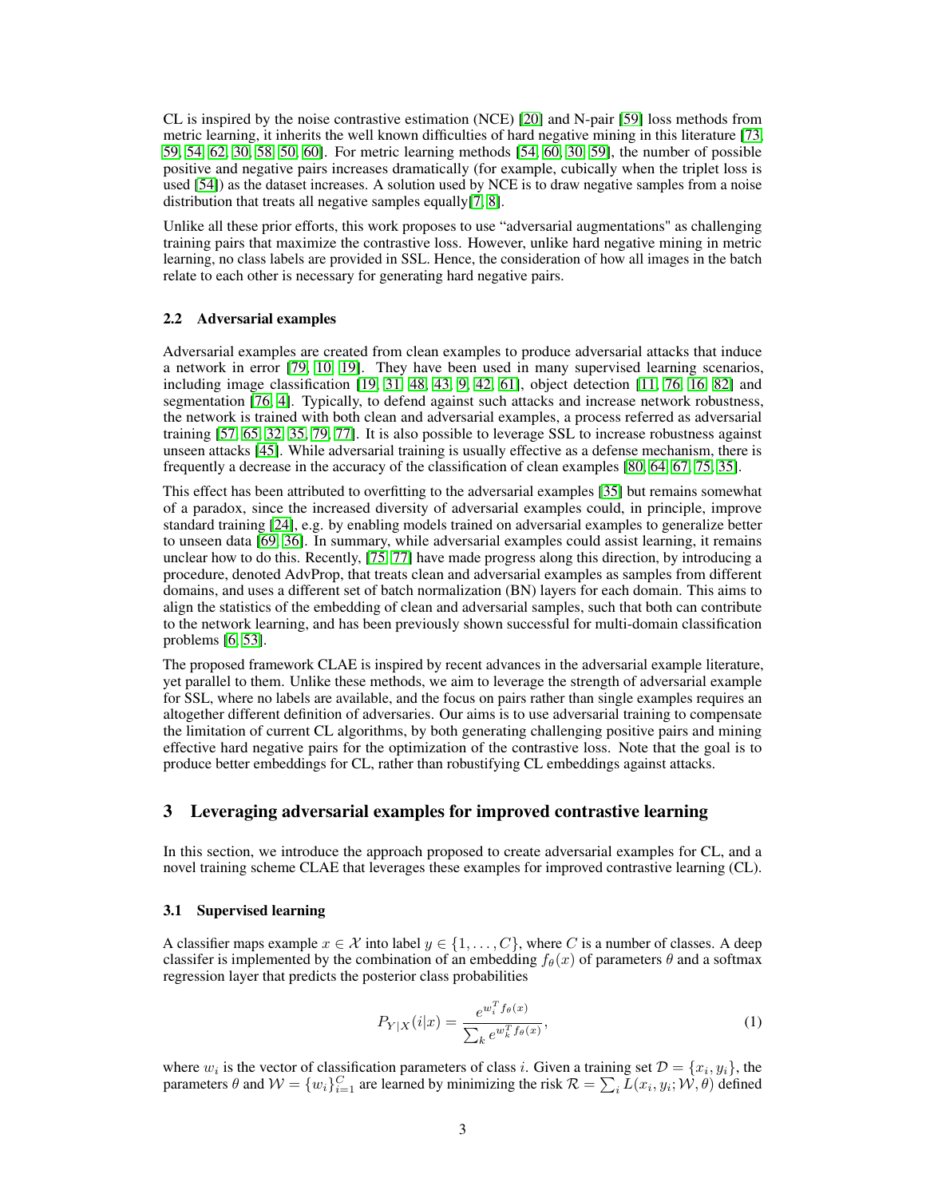CL is inspired by the noise contrastive estimation (NCE) [20] and N-pair [59] loss methods from metric learning, it inherits the well known difficulties of hard negative mining in this literature [73, 59, 54, 62, 30, 58, 50, 60]. For metric learning methods [54, 60, 30, 59], the number of possible positive and negative pairs increases dramatically (for example, cubically when the triplet loss is used [54]) as the dataset increases. A solution used by NCE is to draw negative samples from a noise distribution that treats all negative samples equally[7, 8].

Unlike all these prior efforts, this work proposes to use "adversarial augmentations" as challenging training pairs that maximize the contrastive loss. However, unlike hard negative mining in metric learning, no class labels are provided in SSL. Hence, the consideration of how all images in the batch relate to each other is necessary for generating hard negative pairs.

### 2.2 Adversarial examples

Adversarial examples are created from clean examples to produce adversarial attacks that induce a network in error [79, 10, 19]. They have been used in many supervised learning scenarios, including image classification [19, 31, 48, 43, 9, 42, 61], object detection [11, 76, 16, 82] and segmentation [76, 4]. Typically, to defend against such attacks and increase network robustness, the network is trained with both clean and adversarial examples, a process referred as adversarial training [57, 65, 32, 35, 79, 77]. It is also possible to leverage SSL to increase robustness against unseen attacks [45]. While adversarial training is usually effective as a defense mechanism, there is frequently a decrease in the accuracy of the classification of clean examples [80, 64, 67, 75, 35].

This effect has been attributed to overfitting to the adversarial examples [35] but remains somewhat of a paradox, since the increased diversity of adversarial examples could, in principle, improve standard training [24], e.g. by enabling models trained on adversarial examples to generalize better to unseen data [69, 36]. In summary, while adversarial examples could assist learning, it remains unclear how to do this. Recently, [75, 77] have made progress along this direction, by introducing a procedure, denoted AdvProp, that treats clean and adversarial examples as samples from different domains, and uses a different set of batch normalization (BN) layers for each domain. This aims to align the statistics of the embedding of clean and adversarial samples, such that both can contribute to the network learning, and has been previously shown successful for multi-domain classification problems [6, 53].

The proposed framework CLAE is inspired by recent advances in the adversarial example literature, yet parallel to them. Unlike these methods, we aim to leverage the strength of adversarial example for SSL, where no labels are available, and the focus on pairs rather than single examples requires an altogether different definition of adversaries. Our aims is to use adversarial training to compensate the limitation of current CL algorithms, by both generating challenging positive pairs and mining effective hard negative pairs for the optimization of the contrastive loss. Note that the goal is to produce better embeddings for CL, rather than robustifying CL embeddings against attacks.

## 3 Leveraging adversarial examples for improved contrastive learning

In this section, we introduce the approach proposed to create adversarial examples for CL, and a novel training scheme CLAE that leverages these examples for improved contrastive learning (CL).

### 3.1 Supervised learning

A classifier maps example $x \in \mathcal{X}$ into label $y \in \{1, \ldots, C\}$, where $C$ is a number of classes. A deep classifer is implemented by the combination of an embedding $f_\theta(x)$ of parameters $\theta$ and a softmax regression layer that predicts the posterior class probabilities

$$P_{Y|X}(i|x) = \frac{e^{w_i^T f_\theta(x)}}{\sum_k e^{w_k^T f_\theta(x)}}, \tag{1}$$

where $w_i$ is the vector of classification parameters of class $i$. Given a training set $\mathcal{D} = \{x_i, y_i\}$, the parameters $\theta$ and $\mathcal{W} = \{w_i\}_{i=1}^C$ are learned by minimizing the risk $\mathcal{R} = \sum_i L(x_i, y_i; \mathcal{W}, \theta)$ defined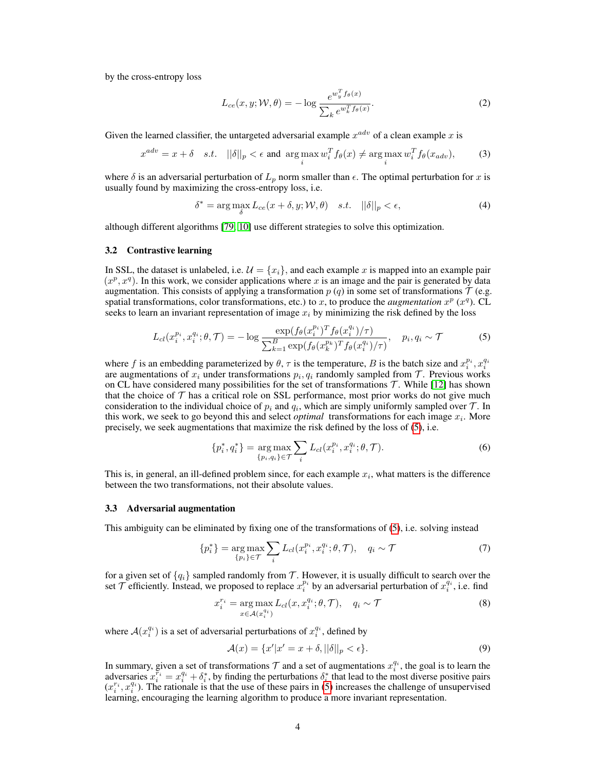by the cross-entropy loss

$$L_{ce}(x, y; \mathcal{W}, \theta) = -\log \frac{e^{w_y^T f_\theta(x)}}{\sum_k e^{w_k^T f_\theta(x)}}. \tag{2}$$

Given the learned classifier, the untargeted adversarial example $x^{adv}$ of a clean example $x$ is

$$x^{adv} = x + \delta \quad s.t. \quad ||\delta||_p < \epsilon \text{ and } \arg\max_i w_i^T f_\theta(x) \neq \arg\max_i w_i^T f_\theta(x_{adv}), \tag{3}$$

where $\delta$ is an adversarial perturbation of $L_p$ norm smaller than $\epsilon$. The optimal perturbation for $x$ is usually found by maximizing the cross-entropy loss, i.e.

$$\delta^* = \arg\max_\delta L_{ce}(x + \delta, y; \mathcal{W}, \theta) \quad s.t. \quad ||\delta||_p < \epsilon, \tag{4}$$

although different algorithms [79, 10] use different strategies to solve this optimization.

### 3.2 Contrastive learning

In SSL, the dataset is unlabeled, i.e. $\mathcal{U} = \{x_i\}$, and each example $x$ is mapped into an example pair $(x^p, x^q)$. In this work, we consider applications where $x$ is an image and the pair is generated by data augmentation. This consists of applying a transformation $p$ ($q$) in some set of transformations $\mathcal{T}$ (e.g. spatial transformations, color transformations, etc.) to $x$, to produce the *augmentation* $x^p$ ($x^q$). CL seeks to learn an invariant representation of image $x_i$ by minimizing the risk defined by the loss

$$L_{cl}(x_i^{p_i}, x_i^{q_i}; \theta, \mathcal{T}) = -\log \frac{\exp(f_\theta(x_i^{p_i})^T f_\theta(x_i^{q_i})/\tau)}{\sum_{k=1}^B \exp(f_\theta(x_k^{p_k})^T f_\theta(x_i^{q_i})/\tau)}, \quad p_i, q_i \sim \mathcal{T} \tag{5}$$

where $f$ is an embedding parameterized by $\theta$, $\tau$ is the temperature, $B$ is the batch size and $x_i^{p_i}, x_i^{q_i}$ are augmentations of $x_i$ under transformations $p_i, q_i$ randomly sampled from $\mathcal{T}$. Previous works on CL have considered many possibilities for the set of transformations $\mathcal{T}$. While [12] has shown that the choice of $\mathcal{T}$ has a critical role on SSL performance, most prior works do not give much consideration to the individual choice of $p_i$ and $q_i$, which are simply uniformly sampled over $\mathcal{T}$. In this work, we seek to go beyond this and select *optimal* transformations for each image $x_i$. More precisely, we seek augmentations that maximize the risk defined by the loss of (5), i.e.

$$\{p_i^*, q_i^*\} = \arg\max_{\{p_i, q_i\} \in \mathcal{T}} \sum_i L_{cl}(x_i^{p_i}, x_i^{q_i}; \theta, \mathcal{T}). \tag{6}$$

This is, in general, an ill-defined problem since, for each example $x_i$, what matters is the difference between the two transformations, not their absolute values.

### 3.3 Adversarial augmentation

This ambiguity can be eliminated by fixing one of the transformations of (5), i.e. solving instead

$$\{p_i^*\} = \arg\max_{\{p_i\} \in \mathcal{T}} \sum_i L_{cl}(x_i^{p_i}, x_i^{q_i}; \theta, \mathcal{T}), \quad q_i \sim \mathcal{T} \tag{7}$$

for a given set of $\{q_i\}$ sampled randomly from $\mathcal{T}$. However, it is usually difficult to search over the set $\mathcal{T}$ efficiently. Instead, we proposed to replace $x_i^{p_i}$ by an adversarial perturbation of $x_i^{q_i}$, i.e. find

$$x_i^{r_i} = \arg\max_{x \in \mathcal{A}(x_i^{q_i})} L_{cl}(x, x_i^{q_i}; \theta, \mathcal{T}), \quad q_i \sim \mathcal{T} \tag{8}$$

where $\mathcal{A}(x_i^{q_i})$ is a set of adversarial perturbations of $x_i^{q_i}$, defined by

$$\mathcal{A}(x) = \{x' | x' = x + \delta, ||\delta||_p < \epsilon\}. \tag{9}$$

In summary, given a set of transformations $\mathcal{T}$ and a set of augmentations $x_i^{q_i}$, the goal is to learn the adversaries $x_i^{r_i} = x_i^{q_i} + \delta_i^*$, by finding the perturbations $\delta_i^*$ that lead to the most diverse positive pairs $(x_i^{r_i}, x_i^{q_i})$. The rationale is that the use of these pairs in (5) increases the challenge of unsupervised learning, encouraging the learning algorithm to produce a more invariant representation.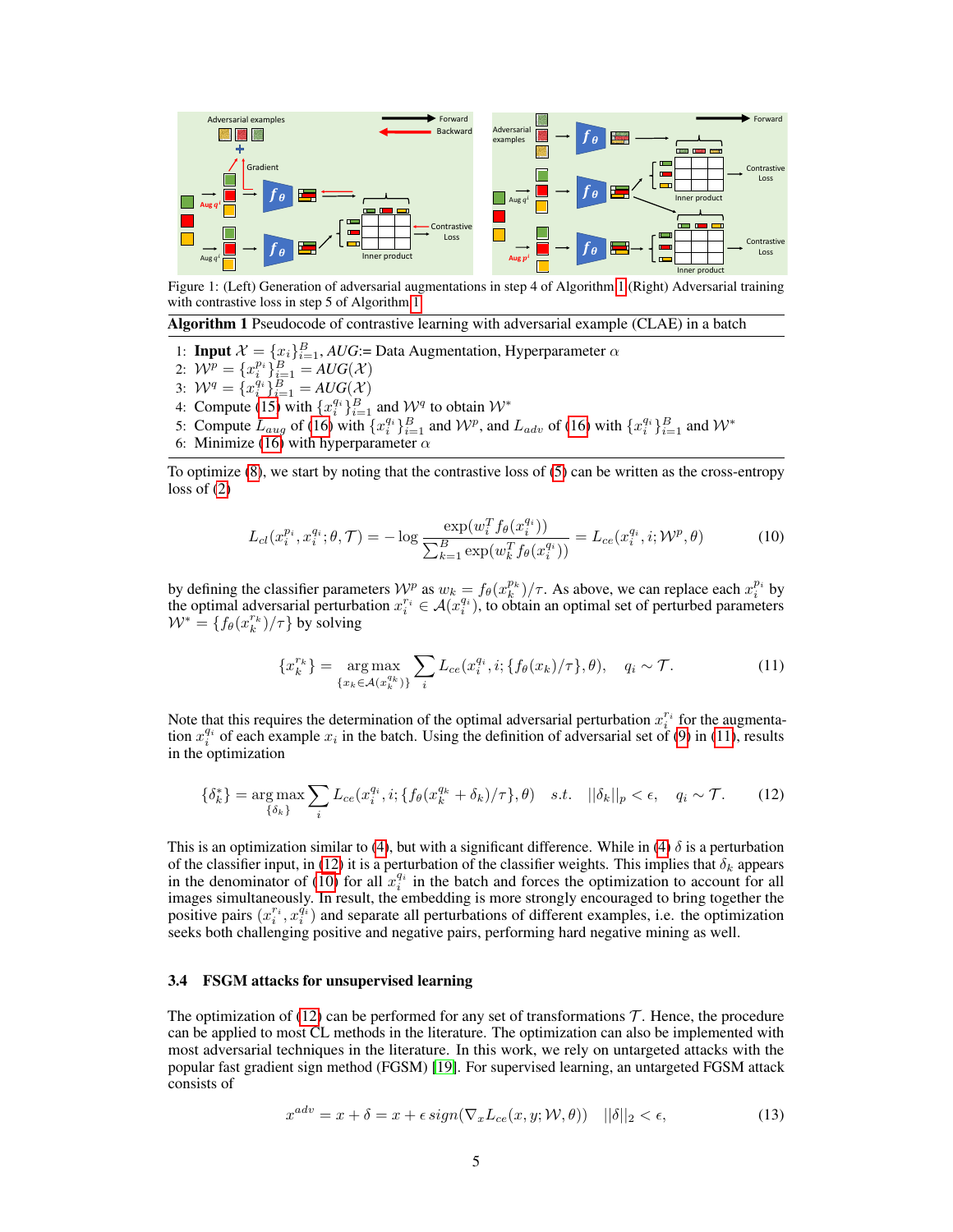Figure 1: (Left) Generation of adversarial augmentations in step 4 of Algorithm 1 (Right) Adversarial training with contrastive loss in step 5 of Algorithm 1

**Algorithm 1** Pseudocode of contrastive learning with adversarial example (CLAE) in a batch

1: **Input** $\mathcal{X} = \{x_i\}_{i=1}^B$, *AUG*:= Data Augmentation, Hyperparameter $\alpha$
2: $\mathcal{W}^p = \{x_i^{p_i}\}_{i=1}^B = AUG(\mathcal{X})$
3: $\mathcal{W}^q = \{x_i^{q_i}\}_{i=1}^B = AUG(\mathcal{X})$
4: Compute (15) with $\{x_i^{q_i}\}_{i=1}^B$ and $\mathcal{W}^q$ to obtain $\mathcal{W}^*$
5: Compute $L_{aug}$ of (16) with $\{x_i^{q_i}\}_{i=1}^B$ and $\mathcal{W}^p$, and $L_{adv}$ of (16) with $\{x_i^{q_i}\}_{i=1}^B$ and $\mathcal{W}^*$
6: Minimize (16) with hyperparameter $\alpha$

To optimize (8), we start by noting that the contrastive loss of (5) can be written as the cross-entropy loss of (2)

$$L_{cl}(x_i^{p_i}, x_i^{q_i}; \theta, \mathcal{T}) = -\log \frac{\exp(w_i^T f_\theta(x_i^{q_i}))}{\sum_{k=1}^B \exp(w_k^T f_\theta(x_i^{q_i}))} = L_{ce}(x_i^{q_i}, i; \mathcal{W}^p, \theta) \tag{10}$$

by defining the classifier parameters $\mathcal{W}^p$ as $w_k = f_\theta(x_k^{p_k})/\tau$. As above, we can replace each $x_i^{p_i}$ by the optimal adversarial perturbation $x_i^{r_i} \in \mathcal{A}(x_i^{q_i})$, to obtain an optimal set of perturbed parameters $\mathcal{W}^* = \{f_\theta(x_k^{r_k})/\tau\}$ by solving

$$\{x_k^{r_k}\} = \underset{\{x_k \in \mathcal{A}(x_k^{q_k})\}}{\arg\max} \sum_i L_{ce}(x_i^{q_i}, i; \{f_\theta(x_k)/\tau\}, \theta), \quad q_i \sim \mathcal{T}. \tag{11}$$

Note that this requires the determination of the optimal adversarial perturbation $x_i^{r_i}$ for the augmentation $x_i^{q_i}$ of each example $x_i$ in the batch. Using the definition of adversarial set of (9) in (11), results in the optimization

$$\{\delta_k^*\} = \underset{\{\delta_k\}}{\arg\max} \sum_i L_{ce}(x_i^{q_i}, i; \{f_\theta(x_k^{q_k} + \delta_k)/\tau\}, \theta) \quad s.t. \quad ||\delta_k||_p < \epsilon, \quad q_i \sim \mathcal{T}. \tag{12}$$

This is an optimization similar to (4), but with a significant difference. While in (4) $\delta$ is a perturbation of the classifier input, in (12) it is a perturbation of the classifier weights. This implies that $\delta_k$ appears in the denominator of (10) for all $x_i^{q_i}$ in the batch and forces the optimization to account for all images simultaneously. In result, the embedding is more strongly encouraged to bring together the positive pairs $(x_i^{r_i}, x_i^{q_i})$ and separate all perturbations of different examples, i.e. the optimization seeks both challenging positive and negative pairs, performing hard negative mining as well.

### 3.4 FSGM attacks for unsupervised learning

The optimization of (12) can be performed for any set of transformations $\mathcal{T}$. Hence, the procedure can be applied to most CL methods in the literature. The optimization can also be implemented with most adversarial techniques in the literature. In this work, we rely on untargeted attacks with the popular fast gradient sign method (FGSM) [19]. For supervised learning, an untargeted FGSM attack consists of

$$x^{adv} = x + \delta = x + \epsilon\, sign(\nabla_x L_{ce}(x, y; \mathcal{W}, \theta)) \quad ||\delta||_2 < \epsilon, \tag{13}$$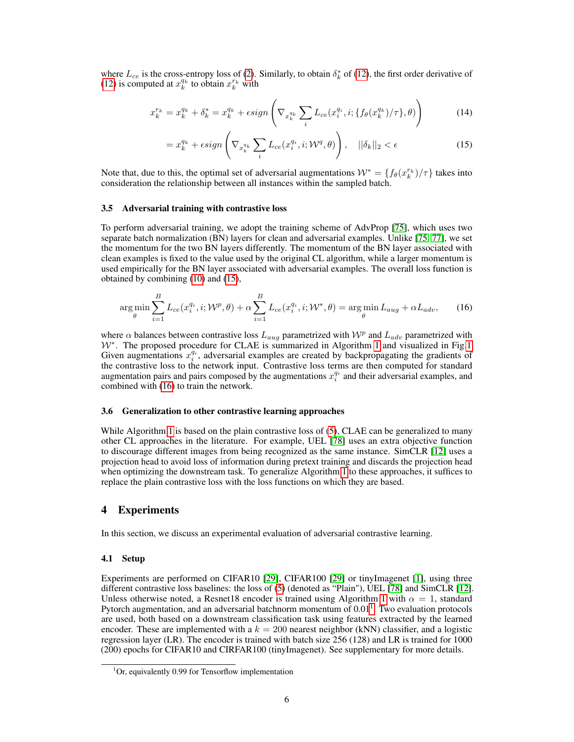where $L_{ce}$ is the cross-entropy loss of (2). Similarly, to obtain $\delta_k^*$ of (12), the first order derivative of (12) is computed at $x_k^{q_k}$ to obtain $x_k^{r_k}$ with

$$x_k^{r_k} = x_k^{q_k} + \delta_k^* = x_k^{q_k} + \epsilon sign\left(\nabla_{x_k^{q_k}} \sum_i L_{ce}(x_i^{q_i}, i; \{f_\theta(x_k^{q_k})/\tau\}, \theta)\right) \tag{14}$$

$$= x_k^{q_k} + \epsilon sign\left(\nabla_{x_k^{q_k}} \sum_i L_{ce}(x_i^{q_i}, i; \mathcal{W}^q, \theta)\right), \quad ||\delta_k||_2 < \epsilon \tag{15}$$

Note that, due to this, the optimal set of adversarial augmentations $\mathcal{W}^* = \{f_\theta(x_k^{r_k})/\tau\}$ takes into consideration the relationship between all instances within the sampled batch.

### 3.5 Adversarial training with contrastive loss

To perform adversarial training, we adopt the training scheme of AdvProp [75], which uses two separate batch normalization (BN) layers for clean and adversarial examples. Unlike [75, 77], we set the momentum for the two BN layers differently. The momentum of the BN layer associated with clean examples is fixed to the value used by the original CL algorithm, while a larger momentum is used empirically for the BN layer associated with adversarial examples. The overall loss function is obtained by combining (10) and (15),

$$\arg\min_\theta \sum_{i=1}^{B} L_{ce}(x_i^{q_i}, i; \mathcal{W}^p, \theta) + \alpha \sum_{i=1}^{B} L_{ce}(x_i^{q_i}, i; \mathcal{W}^*, \theta) = \arg\min_\theta L_{aug} + \alpha L_{adv}, \tag{16}$$

where $\alpha$ balances between contrastive loss $L_{aug}$ parametrized with $\mathcal{W}^p$ and $L_{adv}$ parametrized with $\mathcal{W}^*$. The proposed procedure for CLAE is summarized in Algorithm 1 and visualized in Fig.1. Given augmentations $x_i^{q_i}$, adversarial examples are created by backpropagating the gradients of the contrastive loss to the network input. Contrastive loss terms are then computed for standard augmentation pairs and pairs composed by the augmentations $x_i^{q_i}$ and their adversarial examples, and combined with (16) to train the network.

### 3.6 Generalization to other contrastive learning approaches

While Algorithm 1 is based on the plain contrastive loss of (5), CLAE can be generalized to many other CL approaches in the literature. For example, UEL [78] uses an extra objective function to discourage different images from being recognized as the same instance. SimCLR [12] uses a projection head to avoid loss of information during pretext training and discards the projection head when optimizing the downstream task. To generalize Algorithm 1 to these approaches, it suffices to replace the plain contrastive loss with the loss functions on which they are based.

## 4 Experiments

In this section, we discuss an experimental evaluation of adversarial contrastive learning.

### 4.1 Setup

Experiments are performed on CIFAR10 [29], CIFAR100 [29] or tinyImagenet [1], using three different contrastive loss baselines: the loss of (5) (denoted as "Plain"), UEL [78] and SimCLR [12]. Unless otherwise noted, a Resnet18 encoder is trained using Algorithm 1 with $\alpha = 1$, standard Pytorch augmentation, and an adversarial batchnorm momentum of 0.01[1]. Two evaluation protocols are used, both based on a downstream classification task using features extracted by the learned encoder. These are implemented with a $k = 200$ nearest neighbor (kNN) classifier, and a logistic regression layer (LR). The encoder is trained with batch size 256 (128) and LR is trained for 1000 (200) epochs for CIFAR10 and CIRFAR100 (tinyImagenet). See supplementary for more details.

[1] Or, equivalently 0.99 for Tensorflow implementation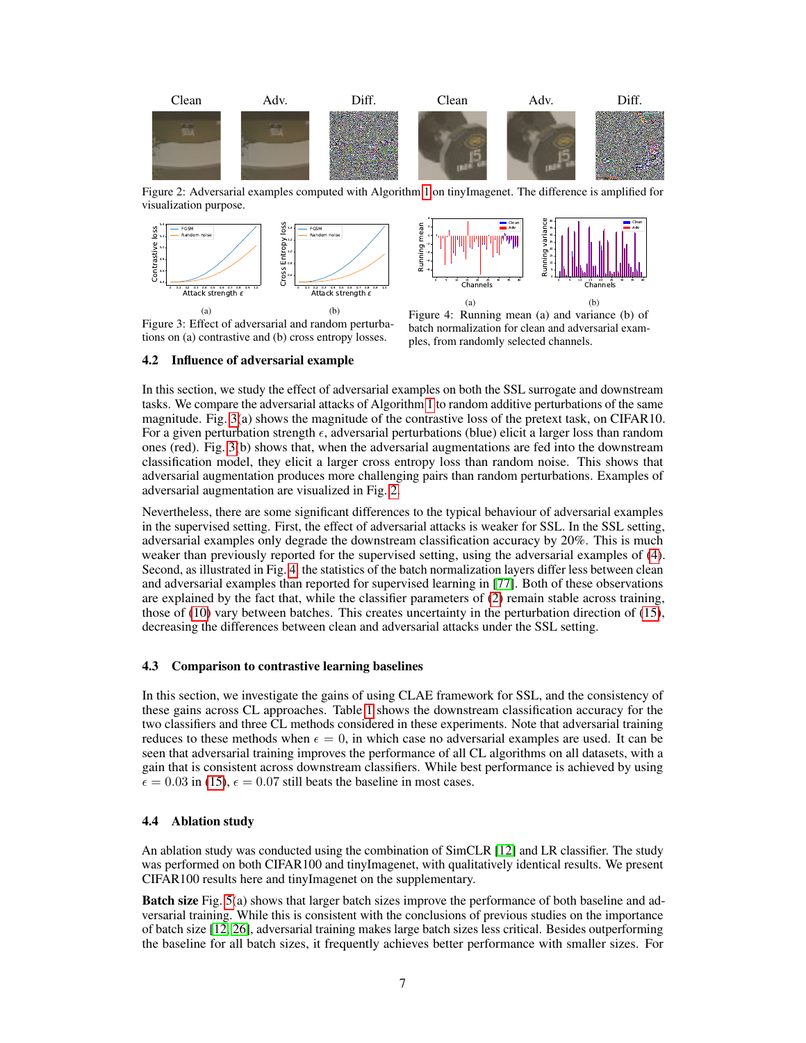Figure 2: Adversarial examples computed with Algorithm 1 on tinyImagenet. The difference is amplified for visualization purpose.

Figure 3: Effect of adversarial and random perturbations on (a) contrastive and (b) cross entropy losses.

Figure 4: Running mean (a) and variance (b) of batch normalization for clean and adversarial examples, from randomly selected channels.

### 4.2 Influence of adversarial example

In this section, we study the effect of adversarial examples on both the SSL surrogate and downstream tasks. We compare the adversarial attacks of Algorithm 1 to random additive perturbations of the same magnitude. Fig. 3(a) shows the magnitude of the contrastive loss of the pretext task, on CIFAR10. For a given perturbation strength $\epsilon$, adversarial perturbations (blue) elicit a larger loss than random ones (red). Fig. 3(b) shows that, when the adversarial augmentations are fed into the downstream classification model, they elicit a larger cross entropy loss than random noise. This shows that adversarial augmentation produces more challenging pairs than random perturbations. Examples of adversarial augmentation are visualized in Fig. 2.

Nevertheless, there are some significant differences to the typical behaviour of adversarial examples in the supervised setting. First, the effect of adversarial attacks is weaker for SSL. In the SSL setting, adversarial examples only degrade the downstream classification accuracy by 20%. This is much weaker than previously reported for the supervised setting, using the adversarial examples of (4). Second, as illustrated in Fig. 4, the statistics of the batch normalization layers differ less between clean and adversarial examples than reported for supervised learning in [77]. Both of these observations are explained by the fact that, while the classifier parameters of (2) remain stable across training, those of (10) vary between batches. This creates uncertainty in the perturbation direction of (15), decreasing the differences between clean and adversarial attacks under the SSL setting.

### 4.3 Comparison to contrastive learning baselines

In this section, we investigate the gains of using CLAE framework for SSL, and the consistency of these gains across CL approaches. Table 1 shows the downstream classification accuracy for the two classifiers and three CL methods considered in these experiments. Note that adversarial training reduces to these methods when $\epsilon = 0$, in which case no adversarial examples are used. It can be seen that adversarial training improves the performance of all CL algorithms on all datasets, with a gain that is consistent across downstream classifiers. While best performance is achieved by using $\epsilon = 0.03$ in (15), $\epsilon = 0.07$ still beats the baseline in most cases.

### 4.4 Ablation study

An ablation study was conducted using the combination of SimCLR [12] and LR classifier. The study was performed on both CIFAR100 and tinyImagenet, with qualitatively identical results. We present CIFAR100 results here and tinyImagenet on the supplementary.

**Batch size** Fig. 5(a) shows that larger batch sizes improve the performance of both baseline and adversarial training. While this is consistent with the conclusions of previous studies on the importance of batch size [12, 26], adversarial training makes large batch sizes less critical. Besides outperforming the baseline for all batch sizes, it frequently achieves better performance with smaller sizes. For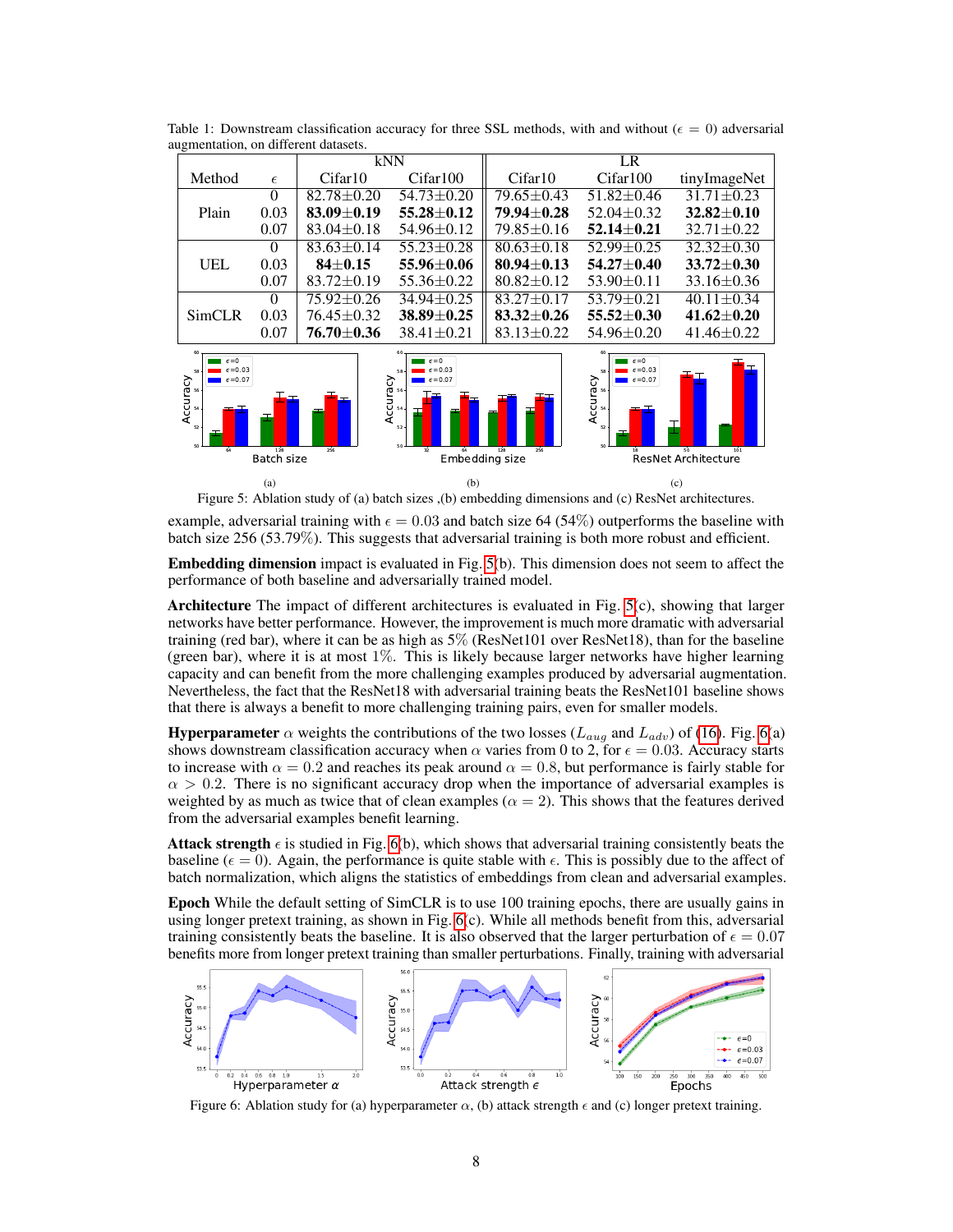Table 1: Downstream classification accuracy for three SSL methods, with and without ($\epsilon = 0$) adversarial augmentation, on different datasets.

| | | kNN | | LR | | |
|---|---|---|---|---|---|---|
| Method | $\epsilon$ | Cifar10 | Cifar100 | Cifar10 | Cifar100 | tinyImageNet |
| Plain | 0 | 82.78±0.20 | 54.73±0.20 | 79.65±0.43 | 51.82±0.46 | 31.71±0.23 |
| | 0.03 | **83.09±0.19** | **55.28±0.12** | **79.94±0.28** | 52.04±0.32 | **32.82±0.10** |
| | 0.07 | 83.04±0.18 | 54.96±0.12 | 79.85±0.16 | **52.14±0.21** | 32.71±0.22 |
| UEL | 0 | 83.63±0.14 | 55.23±0.28 | 80.63±0.18 | 52.99±0.25 | 32.32±0.30 |
| | 0.03 | **84±0.15** | **55.96±0.06** | **80.94±0.13** | **54.27±0.40** | **33.72±0.30** |
| | 0.07 | 83.72±0.19 | 55.36±0.22 | 80.82±0.12 | 53.90±0.11 | 33.16±0.36 |
| SimCLR | 0 | 75.92±0.26 | 34.94±0.25 | 83.27±0.17 | 53.79±0.21 | 40.11±0.34 |
| | 0.03 | 76.45±0.32 | **38.89±0.25** | **83.32±0.26** | **55.52±0.30** | **41.62±0.20** |
| | 0.07 | **76.70±0.36** | 38.41±0.21 | 83.13±0.22 | 54.96±0.20 | 41.46±0.22 |

Figure 5: Ablation study of (a) batch sizes ,(b) embedding dimensions and (c) ResNet architectures.

example, adversarial training with $\epsilon = 0.03$ and batch size 64 (54%) outperforms the baseline with batch size 256 (53.79%). This suggests that adversarial training is both more robust and efficient.

**Embedding dimension** impact is evaluated in Fig. 5(b). This dimension does not seem to affect the performance of both baseline and adversarially trained model.

**Architecture** The impact of different architectures is evaluated in Fig. 5(c), showing that larger networks have better performance. However, the improvement is much more dramatic with adversarial training (red bar), where it can be as high as 5% (ResNet101 over ResNet18), than for the baseline (green bar), where it is at most 1%. This is likely because larger networks have higher learning capacity and can benefit from the more challenging examples produced by adversarial augmentation. Nevertheless, the fact that the ResNet18 with adversarial training beats the ResNet101 baseline shows that there is always a benefit to more challenging training pairs, even for smaller models.

**Hyperparameter** $\alpha$ weights the contributions of the two losses ($L_{aug}$ and $L_{adv}$) of (16). Fig. 6(a) shows downstream classification accuracy when $\alpha$ varies from 0 to 2, for $\epsilon = 0.03$. Accuracy starts to increase with $\alpha = 0.2$ and reaches its peak around $\alpha = 0.8$, but performance is fairly stable for $\alpha > 0.2$. There is no significant accuracy drop when the importance of adversarial examples is weighted by as much as twice that of clean examples ($\alpha = 2$). This shows that the features derived from the adversarial examples benefit learning.

**Attack strength** $\epsilon$ is studied in Fig. 6(b), which shows that adversarial training consistently beats the baseline ($\epsilon = 0$). Again, the performance is quite stable with $\epsilon$. This is possibly due to the affect of batch normalization, which aligns the statistics of embeddings from clean and adversarial examples.

**Epoch** While the default setting of SimCLR is to use 100 training epochs, there are usually gains in using longer pretext training, as shown in Fig. 6(c). While all methods benefit from this, adversarial training consistently beats the baseline. It is also observed that the larger perturbation of $\epsilon = 0.07$ benefits more from longer pretext training than smaller perturbations. Finally, training with adversarial

Figure 6: Ablation study for (a) hyperparameter $\alpha$, (b) attack strength $\epsilon$ and (c) longer pretext training.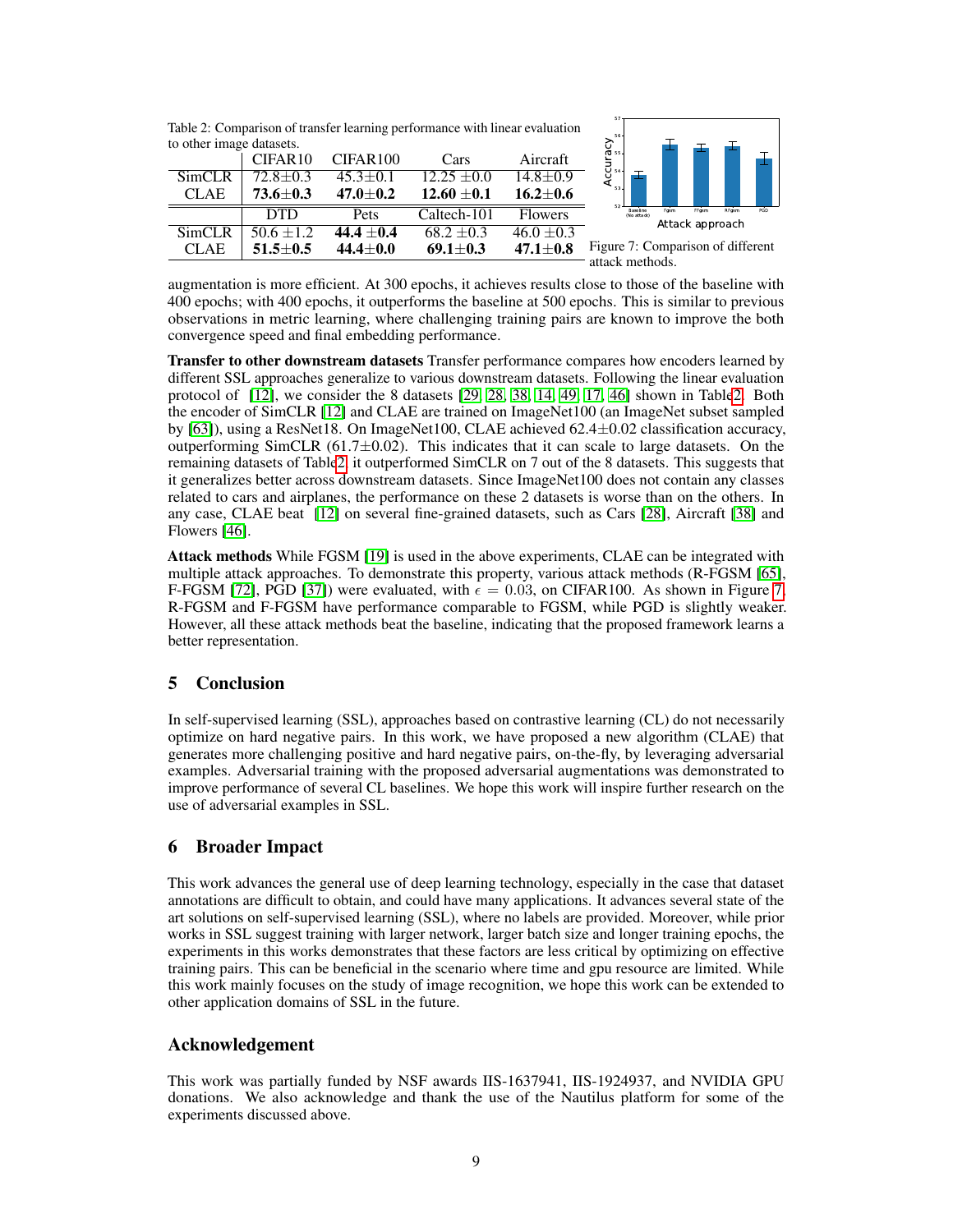Table 2: Comparison of transfer learning performance with linear evaluation to other image datasets.

| | CIFAR10 | CIFAR100 | Cars | Aircraft |
|---|---|---|---|---|
| SimCLR | 72.8±0.3 | 45.3±0.1 | 12.25 ±0.0 | 14.8±0.9 |
| CLAE | **73.6±0.3** | **47.0±0.2** | **12.60 ±0.1** | **16.2±0.6** |
| | **DTD** | **Pets** | **Caltech-101** | **Flowers** |
| SimCLR | 50.6 ±1.2 | **44.4 ±0.4** | 68.2 ±0.3 | 46.0 ±0.3 |
| CLAE | **51.5±0.5** | **44.4±0.0** | **69.1±0.3** | **47.1±0.8** |

Figure 7: Comparison of different attack methods.

augmentation is more efficient. At 300 epochs, it achieves results close to those of the baseline with 400 epochs; with 400 epochs, it outperforms the baseline at 500 epochs. This is similar to previous observations in metric learning, where challenging training pairs are known to improve the both convergence speed and final embedding performance.

**Transfer to other downstream datasets** Transfer performance compares how encoders learned by different SSL approaches generalize to various downstream datasets. Following the linear evaluation protocol of [12], we consider the 8 datasets [29, 28, 38, 14, 49, 17, 46] shown in Table2. Both the encoder of SimCLR [12] and CLAE are trained on ImageNet100 (an ImageNet subset sampled by [63]), using a ResNet18. On ImageNet100, CLAE achieved 62.4±0.02 classification accuracy, outperforming SimCLR (61.7±0.02). This indicates that it can scale to large datasets. On the remaining datasets of Table2, it outperformed SimCLR on 7 out of the 8 datasets. This suggests that it generalizes better across downstream datasets. Since ImageNet100 does not contain any classes related to cars and airplanes, the performance on these 2 datasets is worse than on the others. In any case, CLAE beat [12] on several fine-grained datasets, such as Cars [28], Aircraft [38] and Flowers [46].

**Attack methods** While FGSM [19] is used in the above experiments, CLAE can be integrated with multiple attack approaches. To demonstrate this property, various attack methods (R-FGSM [65], F-FGSM [72], PGD [37]) were evaluated, with $\epsilon = 0.03$, on CIFAR100. As shown in Figure 7, R-FGSM and F-FGSM have performance comparable to FGSM, while PGD is slightly weaker. However, all these attack methods beat the baseline, indicating that the proposed framework learns a better representation.

## 5 Conclusion

In self-supervised learning (SSL), approaches based on contrastive learning (CL) do not necessarily optimize on hard negative pairs. In this work, we have proposed a new algorithm (CLAE) that generates more challenging positive and hard negative pairs, on-the-fly, by leveraging adversarial examples. Adversarial training with the proposed adversarial augmentations was demonstrated to improve performance of several CL baselines. We hope this work will inspire further research on the use of adversarial examples in SSL.

## 6 Broader Impact

This work advances the general use of deep learning technology, especially in the case that dataset annotations are difficult to obtain, and could have many applications. It advances several state of the art solutions on self-supervised learning (SSL), where no labels are provided. Moreover, while prior works in SSL suggest training with larger network, larger batch size and longer training epochs, the experiments in this works demonstrates that these factors are less critical by optimizing on effective training pairs. This can be beneficial in the scenario where time and gpu resource are limited. While this work mainly focuses on the study of image recognition, we hope this work can be extended to other application domains of SSL in the future.

## Acknowledgement

This work was partially funded by NSF awards IIS-1637941, IIS-1924937, and NVIDIA GPU donations. We also acknowledge and thank the use of the Nautilus platform for some of the experiments discussed above.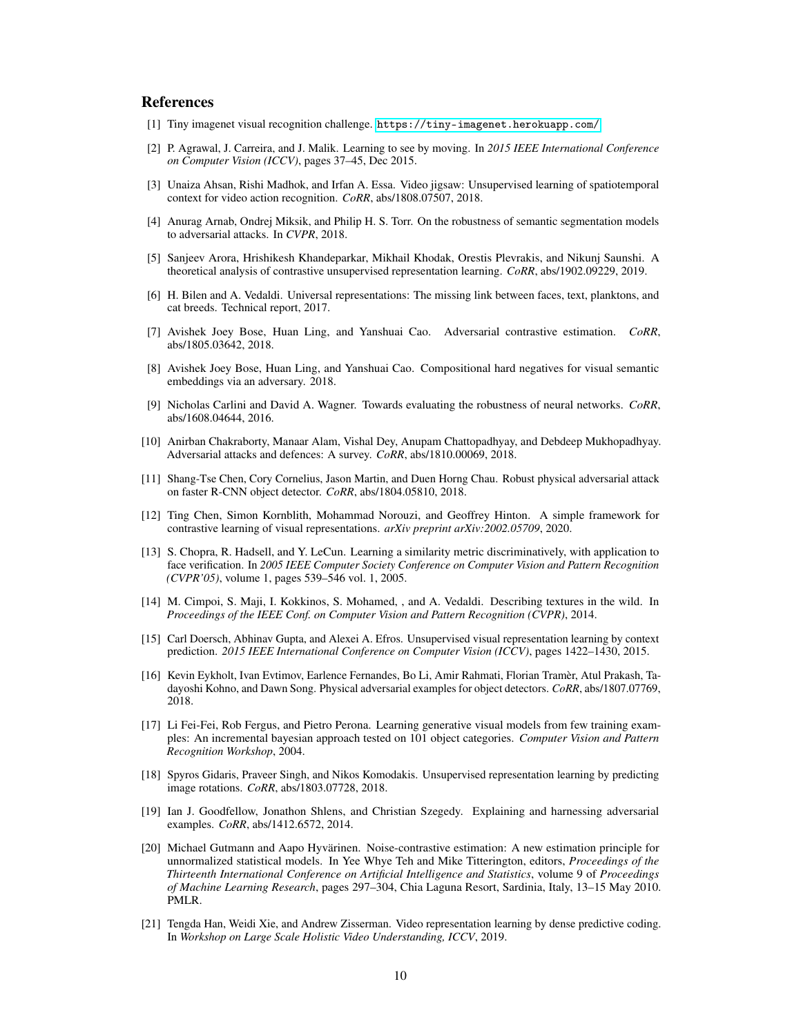## References

[1] Tiny imagenet visual recognition challenge. https://tiny-imagenet.herokuapp.com/

[2] P. Agrawal, J. Carreira, and J. Malik. Learning to see by moving. In *2015 IEEE International Conference on Computer Vision (ICCV)*, pages 37–45, Dec 2015.

[3] Unaiza Ahsan, Rishi Madhok, and Irfan A. Essa. Video jigsaw: Unsupervised learning of spatiotemporal context for video action recognition. *CoRR*, abs/1808.07507, 2018.

[4] Anurag Arnab, Ondrej Miksik, and Philip H. S. Torr. On the robustness of semantic segmentation models to adversarial attacks. In *CVPR*, 2018.

[5] Sanjeev Arora, Hrishikesh Khandeparkar, Mikhail Khodak, Orestis Plevrakis, and Nikunj Saunshi. A theoretical analysis of contrastive unsupervised representation learning. *CoRR*, abs/1902.09229, 2019.

[6] H. Bilen and A. Vedaldi. Universal representations: The missing link between faces, text, planktons, and cat breeds. Technical report, 2017.

[7] Avishek Joey Bose, Huan Ling, and Yanshuai Cao. Adversarial contrastive estimation. *CoRR*, abs/1805.03642, 2018.

[8] Avishek Joey Bose, Huan Ling, and Yanshuai Cao. Compositional hard negatives for visual semantic embeddings via an adversary. 2018.

[9] Nicholas Carlini and David A. Wagner. Towards evaluating the robustness of neural networks. *CoRR*, abs/1608.04644, 2016.

[10] Anirban Chakraborty, Manaar Alam, Vishal Dey, Anupam Chattopadhyay, and Debdeep Mukhopadhyay. Adversarial attacks and defences: A survey. *CoRR*, abs/1810.00069, 2018.

[11] Shang-Tse Chen, Cory Cornelius, Jason Martin, and Duen Horng Chau. Robust physical adversarial attack on faster R-CNN object detector. *CoRR*, abs/1804.05810, 2018.

[12] Ting Chen, Simon Kornblith, Mohammad Norouzi, and Geoffrey Hinton. A simple framework for contrastive learning of visual representations. *arXiv preprint arXiv:2002.05709*, 2020.

[13] S. Chopra, R. Hadsell, and Y. LeCun. Learning a similarity metric discriminatively, with application to face verification. In *2005 IEEE Computer Society Conference on Computer Vision and Pattern Recognition (CVPR'05)*, volume 1, pages 539–546 vol. 1, 2005.

[14] M. Cimpoi, S. Maji, I. Kokkinos, S. Mohamed, , and A. Vedaldi. Describing textures in the wild. In *Proceedings of the IEEE Conf. on Computer Vision and Pattern Recognition (CVPR)*, 2014.

[15] Carl Doersch, Abhinav Gupta, and Alexei A. Efros. Unsupervised visual representation learning by context prediction. *2015 IEEE International Conference on Computer Vision (ICCV)*, pages 1422–1430, 2015.

[16] Kevin Eykholt, Ivan Evtimov, Earlence Fernandes, Bo Li, Amir Rahmati, Florian Tramèr, Atul Prakash, Tadayoshi Kohno, and Dawn Song. Physical adversarial examples for object detectors. *CoRR*, abs/1807.07769, 2018.

[17] Li Fei-Fei, Rob Fergus, and Pietro Perona. Learning generative visual models from few training examples: An incremental bayesian approach tested on 101 object categories. *Computer Vision and Pattern Recognition Workshop*, 2004.

[18] Spyros Gidaris, Praveer Singh, and Nikos Komodakis. Unsupervised representation learning by predicting image rotations. *CoRR*, abs/1803.07728, 2018.

[19] Ian J. Goodfellow, Jonathon Shlens, and Christian Szegedy. Explaining and harnessing adversarial examples. *CoRR*, abs/1412.6572, 2014.

[20] Michael Gutmann and Aapo Hyvärinen. Noise-contrastive estimation: A new estimation principle for unnormalized statistical models. In Yee Whye Teh and Mike Titterington, editors, *Proceedings of the Thirteenth International Conference on Artificial Intelligence and Statistics*, volume 9 of *Proceedings of Machine Learning Research*, pages 297–304, Chia Laguna Resort, Sardinia, Italy, 13–15 May 2010. PMLR.

[21] Tengda Han, Weidi Xie, and Andrew Zisserman. Video representation learning by dense predictive coding. In *Workshop on Large Scale Holistic Video Understanding, ICCV*, 2019.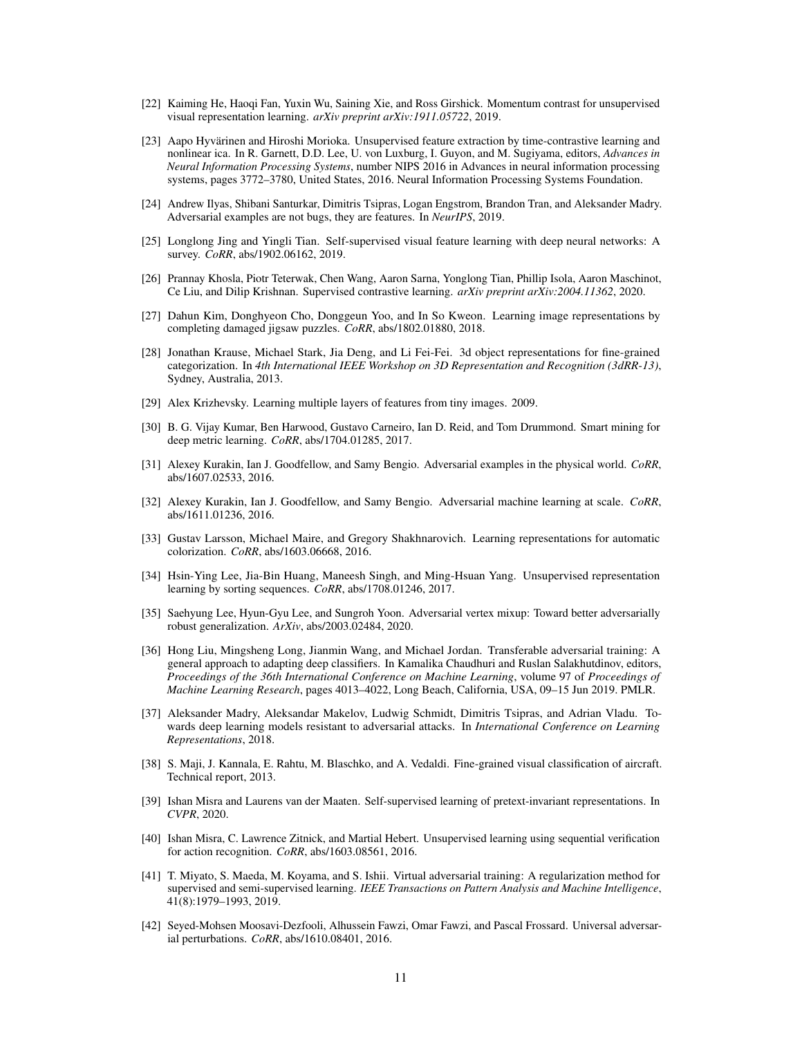[22] Kaiming He, Haoqi Fan, Yuxin Wu, Saining Xie, and Ross Girshick. Momentum contrast for unsupervised visual representation learning. *arXiv preprint arXiv:1911.05722*, 2019.

[23] Aapo Hyvärinen and Hiroshi Morioka. Unsupervised feature extraction by time-contrastive learning and nonlinear ica. In R. Garnett, D.D. Lee, U. von Luxburg, I. Guyon, and M. Sugiyama, editors, *Advances in Neural Information Processing Systems*, number NIPS 2016 in Advances in neural information processing systems, pages 3772–3780, United States, 2016. Neural Information Processing Systems Foundation.

[24] Andrew Ilyas, Shibani Santurkar, Dimitris Tsipras, Logan Engstrom, Brandon Tran, and Aleksander Madry. Adversarial examples are not bugs, they are features. In *NeurIPS*, 2019.

[25] Longlong Jing and Yingli Tian. Self-supervised visual feature learning with deep neural networks: A survey. *CoRR*, abs/1902.06162, 2019.

[26] Prannay Khosla, Piotr Teterwak, Chen Wang, Aaron Sarna, Yonglong Tian, Phillip Isola, Aaron Maschinot, Ce Liu, and Dilip Krishnan. Supervised contrastive learning. *arXiv preprint arXiv:2004.11362*, 2020.

[27] Dahun Kim, Donghyeon Cho, Donggeun Yoo, and In So Kweon. Learning image representations by completing damaged jigsaw puzzles. *CoRR*, abs/1802.01880, 2018.

[28] Jonathan Krause, Michael Stark, Jia Deng, and Li Fei-Fei. 3d object representations for fine-grained categorization. In *4th International IEEE Workshop on 3D Representation and Recognition (3dRR-13)*, Sydney, Australia, 2013.

[29] Alex Krizhevsky. Learning multiple layers of features from tiny images. 2009.

[30] B. G. Vijay Kumar, Ben Harwood, Gustavo Carneiro, Ian D. Reid, and Tom Drummond. Smart mining for deep metric learning. *CoRR*, abs/1704.01285, 2017.

[31] Alexey Kurakin, Ian J. Goodfellow, and Samy Bengio. Adversarial examples in the physical world. *CoRR*, abs/1607.02533, 2016.

[32] Alexey Kurakin, Ian J. Goodfellow, and Samy Bengio. Adversarial machine learning at scale. *CoRR*, abs/1611.01236, 2016.

[33] Gustav Larsson, Michael Maire, and Gregory Shakhnarovich. Learning representations for automatic colorization. *CoRR*, abs/1603.06668, 2016.

[34] Hsin-Ying Lee, Jia-Bin Huang, Maneesh Singh, and Ming-Hsuan Yang. Unsupervised representation learning by sorting sequences. *CoRR*, abs/1708.01246, 2017.

[35] Saehyung Lee, Hyun-Gyu Lee, and Sungroh Yoon. Adversarial vertex mixup: Toward better adversarially robust generalization. *ArXiv*, abs/2003.02484, 2020.

[36] Hong Liu, Mingsheng Long, Jianmin Wang, and Michael Jordan. Transferable adversarial training: A general approach to adapting deep classifiers. In Kamalika Chaudhuri and Ruslan Salakhutdinov, editors, *Proceedings of the 36th International Conference on Machine Learning*, volume 97 of *Proceedings of Machine Learning Research*, pages 4013–4022, Long Beach, California, USA, 09–15 Jun 2019. PMLR.

[37] Aleksander Madry, Aleksandar Makelov, Ludwig Schmidt, Dimitris Tsipras, and Adrian Vladu. Towards deep learning models resistant to adversarial attacks. In *International Conference on Learning Representations*, 2018.

[38] S. Maji, J. Kannala, E. Rahtu, M. Blaschko, and A. Vedaldi. Fine-grained visual classification of aircraft. Technical report, 2013.

[39] Ishan Misra and Laurens van der Maaten. Self-supervised learning of pretext-invariant representations. In *CVPR*, 2020.

[40] Ishan Misra, C. Lawrence Zitnick, and Martial Hebert. Unsupervised learning using sequential verification for action recognition. *CoRR*, abs/1603.08561, 2016.

[41] T. Miyato, S. Maeda, M. Koyama, and S. Ishii. Virtual adversarial training: A regularization method for supervised and semi-supervised learning. *IEEE Transactions on Pattern Analysis and Machine Intelligence*, 41(8):1979–1993, 2019.

[42] Seyed-Mohsen Moosavi-Dezfooli, Alhussein Fawzi, Omar Fawzi, and Pascal Frossard. Universal adversarial perturbations. *CoRR*, abs/1610.08401, 2016.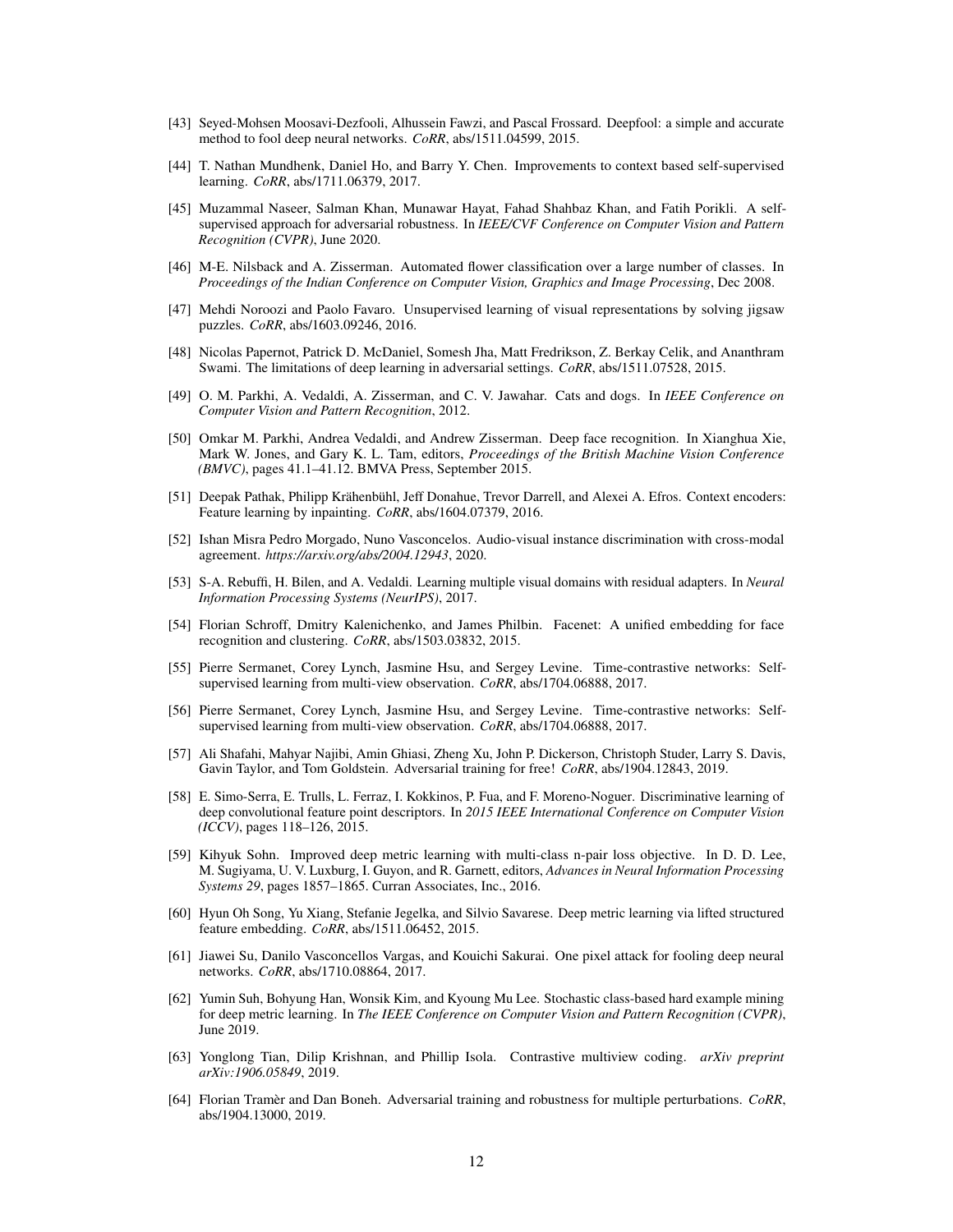[43] Seyed-Mohsen Moosavi-Dezfooli, Alhussein Fawzi, and Pascal Frossard. Deepfool: a simple and accurate method to fool deep neural networks. *CoRR*, abs/1511.04599, 2015.

[44] T. Nathan Mundhenk, Daniel Ho, and Barry Y. Chen. Improvements to context based self-supervised learning. *CoRR*, abs/1711.06379, 2017.

[45] Muzammal Naseer, Salman Khan, Munawar Hayat, Fahad Shahbaz Khan, and Fatih Porikli. A self-supervised approach for adversarial robustness. In *IEEE/CVF Conference on Computer Vision and Pattern Recognition (CVPR)*, June 2020.

[46] M-E. Nilsback and A. Zisserman. Automated flower classification over a large number of classes. In *Proceedings of the Indian Conference on Computer Vision, Graphics and Image Processing*, Dec 2008.

[47] Mehdi Noroozi and Paolo Favaro. Unsupervised learning of visual representations by solving jigsaw puzzles. *CoRR*, abs/1603.09246, 2016.

[48] Nicolas Papernot, Patrick D. McDaniel, Somesh Jha, Matt Fredrikson, Z. Berkay Celik, and Ananthram Swami. The limitations of deep learning in adversarial settings. *CoRR*, abs/1511.07528, 2015.

[49] O. M. Parkhi, A. Vedaldi, A. Zisserman, and C. V. Jawahar. Cats and dogs. In *IEEE Conference on Computer Vision and Pattern Recognition*, 2012.

[50] Omkar M. Parkhi, Andrea Vedaldi, and Andrew Zisserman. Deep face recognition. In Xianghua Xie, Mark W. Jones, and Gary K. L. Tam, editors, *Proceedings of the British Machine Vision Conference (BMVC)*, pages 41.1–41.12. BMVA Press, September 2015.

[51] Deepak Pathak, Philipp Krähenbühl, Jeff Donahue, Trevor Darrell, and Alexei A. Efros. Context encoders: Feature learning by inpainting. *CoRR*, abs/1604.07379, 2016.

[52] Ishan Misra Pedro Morgado, Nuno Vasconcelos. Audio-visual instance discrimination with cross-modal agreement. *https://arxiv.org/abs/2004.12943*, 2020.

[53] S-A. Rebuffi, H. Bilen, and A. Vedaldi. Learning multiple visual domains with residual adapters. In *Neural Information Processing Systems (NeurIPS)*, 2017.

[54] Florian Schroff, Dmitry Kalenichenko, and James Philbin. Facenet: A unified embedding for face recognition and clustering. *CoRR*, abs/1503.03832, 2015.

[55] Pierre Sermanet, Corey Lynch, Jasmine Hsu, and Sergey Levine. Time-contrastive networks: Self-supervised learning from multi-view observation. *CoRR*, abs/1704.06888, 2017.

[56] Pierre Sermanet, Corey Lynch, Jasmine Hsu, and Sergey Levine. Time-contrastive networks: Self-supervised learning from multi-view observation. *CoRR*, abs/1704.06888, 2017.

[57] Ali Shafahi, Mahyar Najibi, Amin Ghiasi, Zheng Xu, John P. Dickerson, Christoph Studer, Larry S. Davis, Gavin Taylor, and Tom Goldstein. Adversarial training for free! *CoRR*, abs/1904.12843, 2019.

[58] E. Simo-Serra, E. Trulls, L. Ferraz, I. Kokkinos, P. Fua, and F. Moreno-Noguer. Discriminative learning of deep convolutional feature point descriptors. In *2015 IEEE International Conference on Computer Vision (ICCV)*, pages 118–126, 2015.

[59] Kihyuk Sohn. Improved deep metric learning with multi-class n-pair loss objective. In D. D. Lee, M. Sugiyama, U. V. Luxburg, I. Guyon, and R. Garnett, editors, *Advances in Neural Information Processing Systems 29*, pages 1857–1865. Curran Associates, Inc., 2016.

[60] Hyun Oh Song, Yu Xiang, Stefanie Jegelka, and Silvio Savarese. Deep metric learning via lifted structured feature embedding. *CoRR*, abs/1511.06452, 2015.

[61] Jiawei Su, Danilo Vasconcellos Vargas, and Kouichi Sakurai. One pixel attack for fooling deep neural networks. *CoRR*, abs/1710.08864, 2017.

[62] Yumin Suh, Bohyung Han, Wonsik Kim, and Kyoung Mu Lee. Stochastic class-based hard example mining for deep metric learning. In *The IEEE Conference on Computer Vision and Pattern Recognition (CVPR)*, June 2019.

[63] Yonglong Tian, Dilip Krishnan, and Phillip Isola. Contrastive multiview coding. *arXiv preprint arXiv:1906.05849*, 2019.

[64] Florian Tramèr and Dan Boneh. Adversarial training and robustness for multiple perturbations. *CoRR*, abs/1904.13000, 2019.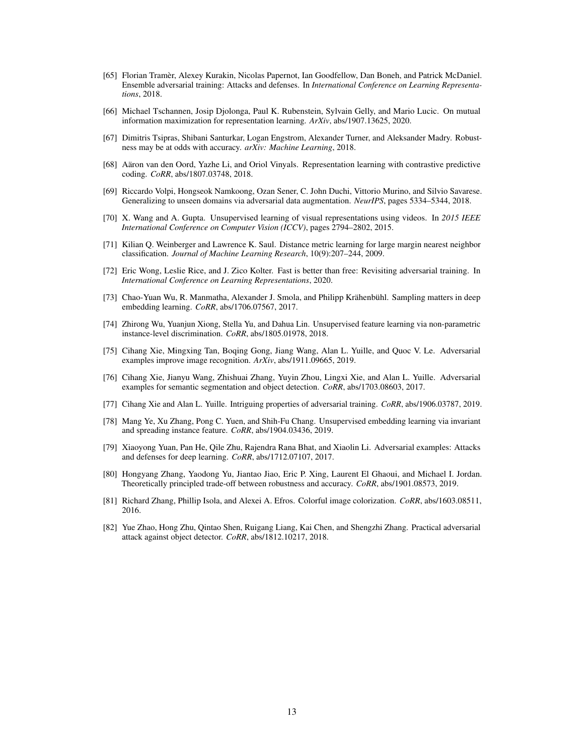[65] Florian Tramèr, Alexey Kurakin, Nicolas Papernot, Ian Goodfellow, Dan Boneh, and Patrick McDaniel. Ensemble adversarial training: Attacks and defenses. In *International Conference on Learning Representations*, 2018.

[66] Michael Tschannen, Josip Djolonga, Paul K. Rubenstein, Sylvain Gelly, and Mario Lucic. On mutual information maximization for representation learning. *ArXiv*, abs/1907.13625, 2020.

[67] Dimitris Tsipras, Shibani Santurkar, Logan Engstrom, Alexander Turner, and Aleksander Madry. Robustness may be at odds with accuracy. *arXiv: Machine Learning*, 2018.

[68] Aäron van den Oord, Yazhe Li, and Oriol Vinyals. Representation learning with contrastive predictive coding. *CoRR*, abs/1807.03748, 2018.

[69] Riccardo Volpi, Hongseok Namkoong, Ozan Sener, C. John Duchi, Vittorio Murino, and Silvio Savarese. Generalizing to unseen domains via adversarial data augmentation. *NeurIPS*, pages 5334–5344, 2018.

[70] X. Wang and A. Gupta. Unsupervised learning of visual representations using videos. In *2015 IEEE International Conference on Computer Vision (ICCV)*, pages 2794–2802, 2015.

[71] Kilian Q. Weinberger and Lawrence K. Saul. Distance metric learning for large margin nearest neighbor classification. *Journal of Machine Learning Research*, 10(9):207–244, 2009.

[72] Eric Wong, Leslie Rice, and J. Zico Kolter. Fast is better than free: Revisiting adversarial training. In *International Conference on Learning Representations*, 2020.

[73] Chao-Yuan Wu, R. Manmatha, Alexander J. Smola, and Philipp Krähenbühl. Sampling matters in deep embedding learning. *CoRR*, abs/1706.07567, 2017.

[74] Zhirong Wu, Yuanjun Xiong, Stella Yu, and Dahua Lin. Unsupervised feature learning via non-parametric instance-level discrimination. *CoRR*, abs/1805.01978, 2018.

[75] Cihang Xie, Mingxing Tan, Boqing Gong, Jiang Wang, Alan L. Yuille, and Quoc V. Le. Adversarial examples improve image recognition. *ArXiv*, abs/1911.09665, 2019.

[76] Cihang Xie, Jianyu Wang, Zhishuai Zhang, Yuyin Zhou, Lingxi Xie, and Alan L. Yuille. Adversarial examples for semantic segmentation and object detection. *CoRR*, abs/1703.08603, 2017.

[77] Cihang Xie and Alan L. Yuille. Intriguing properties of adversarial training. *CoRR*, abs/1906.03787, 2019.

[78] Mang Ye, Xu Zhang, Pong C. Yuen, and Shih-Fu Chang. Unsupervised embedding learning via invariant and spreading instance feature. *CoRR*, abs/1904.03436, 2019.

[79] Xiaoyong Yuan, Pan He, Qile Zhu, Rajendra Rana Bhat, and Xiaolin Li. Adversarial examples: Attacks and defenses for deep learning. *CoRR*, abs/1712.07107, 2017.

[80] Hongyang Zhang, Yaodong Yu, Jiantao Jiao, Eric P. Xing, Laurent El Ghaoui, and Michael I. Jordan. Theoretically principled trade-off between robustness and accuracy. *CoRR*, abs/1901.08573, 2019.

[81] Richard Zhang, Phillip Isola, and Alexei A. Efros. Colorful image colorization. *CoRR*, abs/1603.08511, 2016.

[82] Yue Zhao, Hong Zhu, Qintao Shen, Ruigang Liang, Kai Chen, and Shengzhi Zhang. Practical adversarial attack against object detector. *CoRR*, abs/1812.10217, 2018.